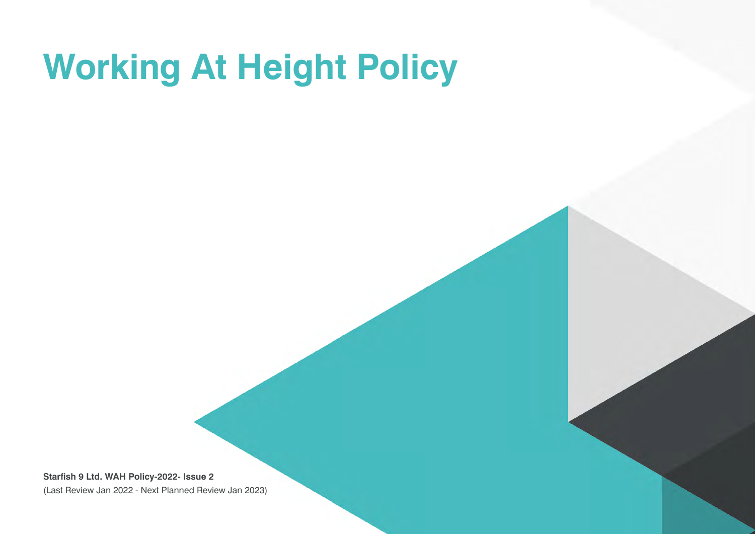# Working At Height Policy

**Starfish 9 Ltd. WAH Policy-2022- Issue 2**

(Last Review Jan 2022 - Next Planned Review Jan 2023)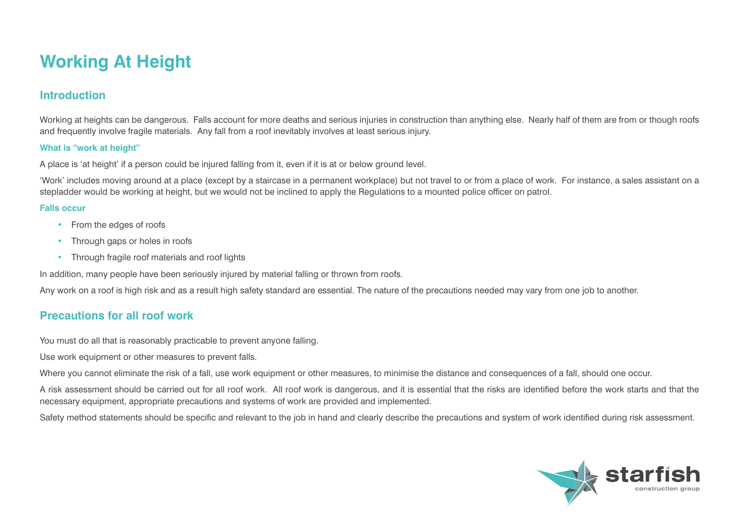# Working At Height

## Introduction

Working at heights can be dangerous. Falls account for more deaths and serious injuries in construction than anything else. Nearly half of them are from or though roofs and frequently involve fragile materials. Any fall from a roof inevitably involves at least serious injury.

### What is "work at height"

A place is 'at height' if a person could be injured falling from it, even if it is at or below ground level.

'Work' includes moving around at a place (except by a staircase in a permanent workplace) but not travel to or from a place of work. For instance, a sales assistant on a stepladder would be working at height, but we would not be inclined to apply the Regulations to a mounted police officer on patrol.

### Falls occur

- From the edges of roofs
- Through gaps or holes in roofs
- Through fragile roof materials and roof lights

In addition, many people have been seriously injured by material falling or thrown from roofs.

Any work on a roof is high risk and as a result high safety standard are essential. The nature of the precautions needed may vary from one job to another.

## Precautions for all roof work

You must do all that is reasonably practicable to prevent anyone falling.

Use work equipment or other measures to prevent falls.

Where you cannot eliminate the risk of a fall, use work equipment or other measures, to minimise the distance and consequences of a fall, should one occur.

A risk assessment should be carried out for all roof work. All roof work is dangerous, and it is essential that the risks are identified before the work starts and that the necessary equipment, appropriate precautions and systems of work are provided and implemented.

Safety method statements should be specific and relevant to the job in hand and clearly describe the precautions and system of work identified during risk assessment.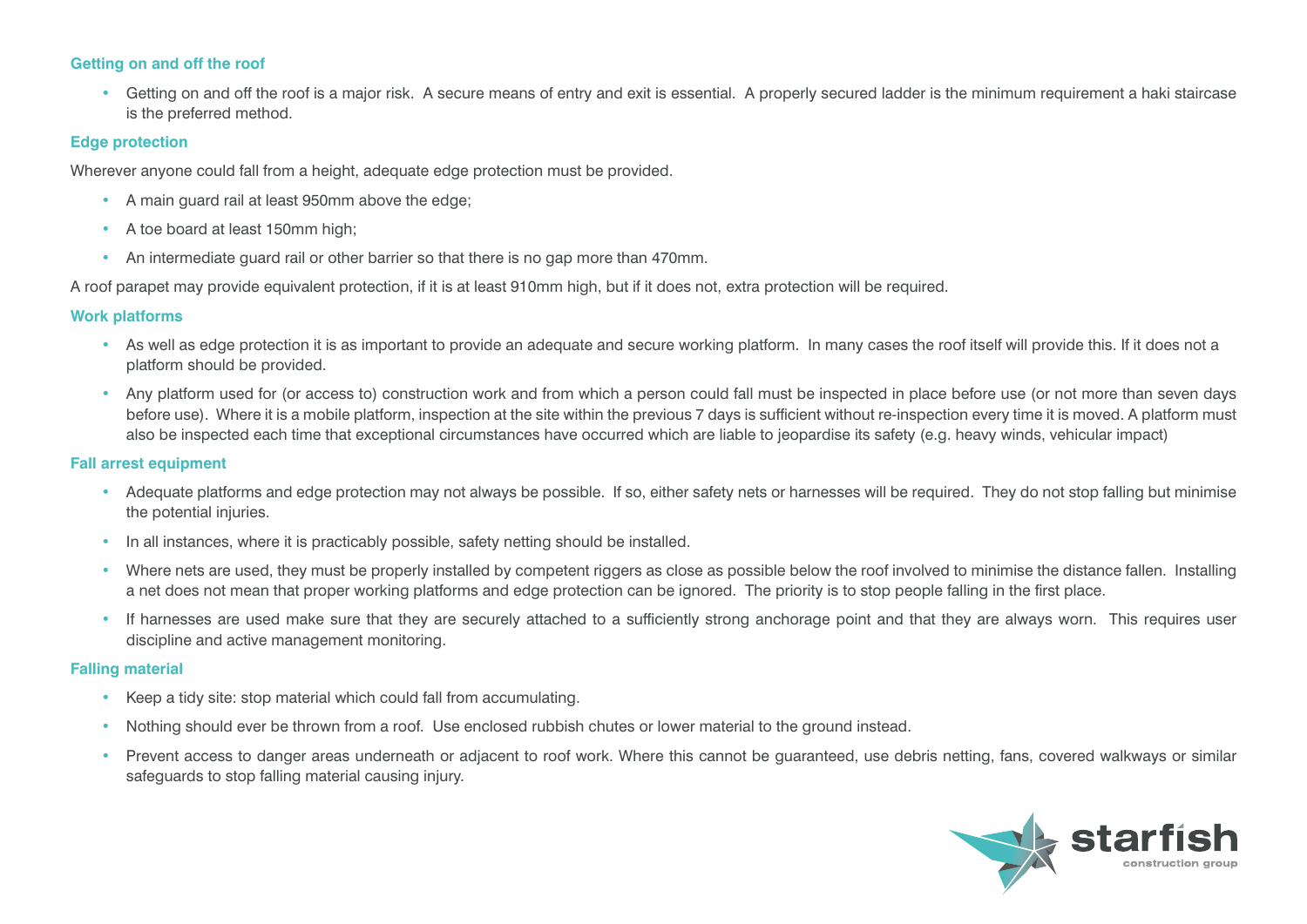### Getting on and off the roof

- Getting on and off the roof is a major risk. A secure means of entry and exit is essential. A properly secured ladder is the minimum requirement a haki staircase is the preferred method.

### Edge protection

Wherever anyone could fall from a height, adequate edge protection must be provided.

- A main guard rail at least 950mm above the edge;
- A toe board at least 150mm high;
- An intermediate guard rail or other barrier so that there is no gap more than 470mm.

A roof parapet may provide equivalent protection, if it is at least 910mm high, but if it does not, extra protection will be required.

### Work platforms

- As well as edge protection it is as important to provide an adequate and secure working platform. In many cases the roof itself will provide this. If it does not a platform should be provided.
- Any platform used for (or access to) construction work and from which a person could fall must be inspected in place before use (or not more than seven days before use). Where it is a mobile platform, inspection at the site within the previous 7 days is sufficient without re-inspection every time it is moved. A platform must also be inspected each time that exceptional circumstances have occurred which are liable to jeopardise its safety (e.g. heavy winds, vehicular impact)

### Fall arrest equipment

- Adequate platforms and edge protection may not always be possible. If so, either safety nets or harnesses will be required. They do not stop falling but minimise the potential injuries.
- In all instances, where it is practicably possible, safety netting should be installed.
- Where nets are used, they must be properly installed by competent riggers as close as possible below the roof involved to minimise the distance fallen. Installing a net does not mean that proper working platforms and edge protection can be ignored. The priority is to stop people falling in the first place.
- If harnesses are used make sure that they are securely attached to a sufficiently strong anchorage point and that they are always worn. This requires user discipline and active management monitoring.

### Falling material

- Keep a tidy site: stop material which could fall from accumulating.
- Nothing should ever be thrown from a roof. Use enclosed rubbish chutes or lower material to the ground instead.
- Prevent access to danger areas underneath or adjacent to roof work. Where this cannot be guaranteed, use debris netting, fans, covered walkways or similar safeguards to stop falling material causing injury.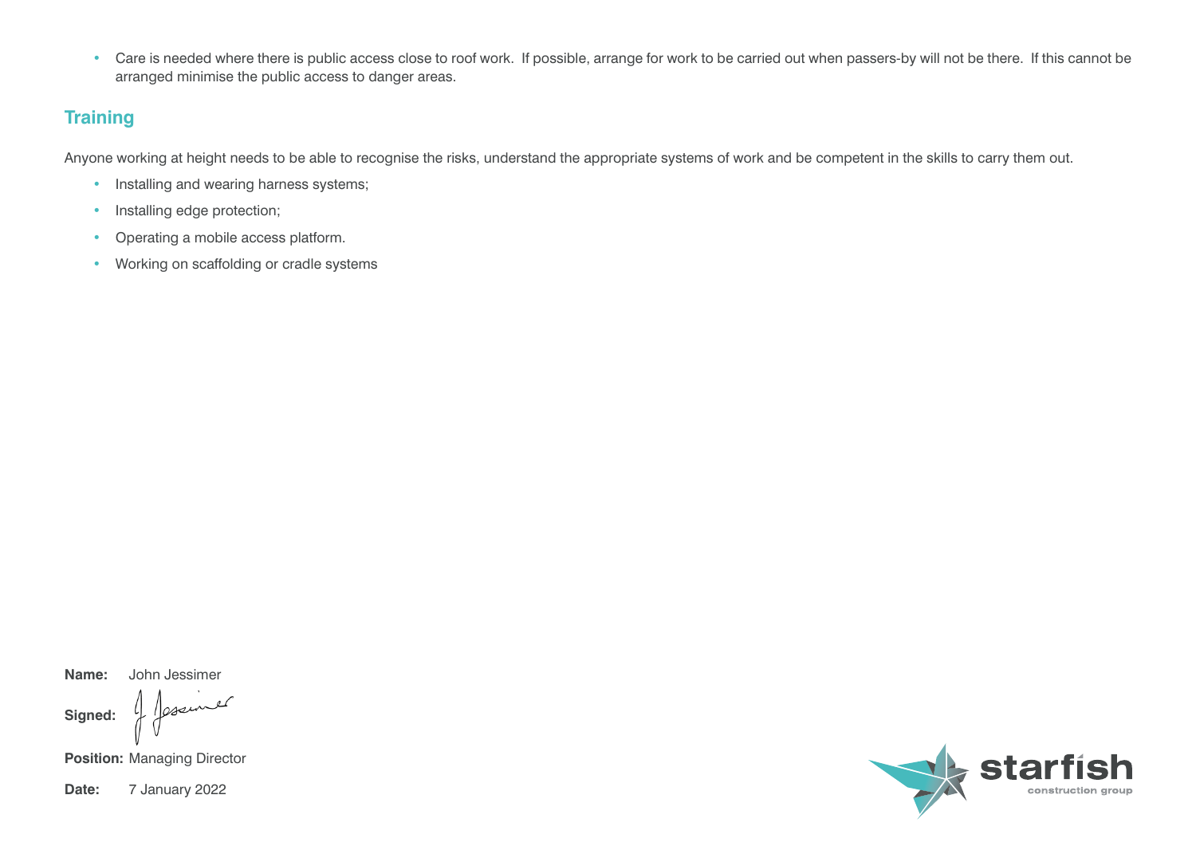- Care is needed where there is public access close to roof work. If possible, arrange for work to be carried out when passers-by will not be there. If this cannot be arranged minimise the public access to danger areas.

## Training

Anyone working at height needs to be able to recognise the risks, understand the appropriate systems of work and be competent in the skills to carry them out.

- Installing and wearing harness systems;
- Installing edge protection;
- Operating a mobile access platform.
- Working on scaffolding or cradle systems

**Name:** John Jessimer

**Signed:** J Jessimer

**Position:** Managing Director

**Date:** 7 January 2022

starfish construction group